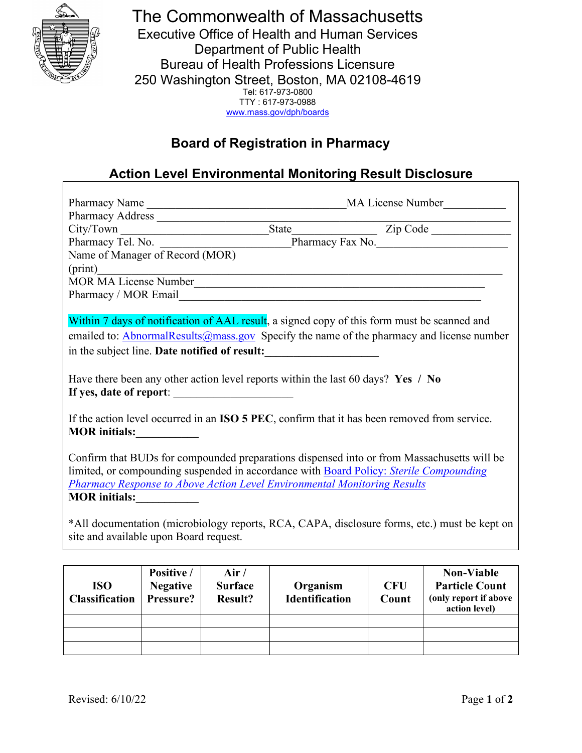# The Commonwealth of Massachusetts

Executive Office of Health and Human Services
Department of Public Health
Bureau of Health Professions Licensure
250 Washington Street, Boston, MA 02108-4619
Tel: 617-973-0800
TTY : 617-973-0988
www.mass.gov/dph/boards

## Board of Registration in Pharmacy

## Action Level Environmental Monitoring Result Disclosure

Pharmacy Name ____________________________________MA License Number___________
Pharmacy Address ________________________________________________________________
City/Town ___________________________State______________ Zip Code ______________
Pharmacy Tel. No. _____________________Pharmacy Fax No.________________________
Name of Manager of Record (MOR)
(print)_________________________________________________________________________
MOR MA License Number_____________________________________________________
Pharmacy / MOR Email______________________________________________________

Within 7 days of notification of AAL result, a signed copy of this form must be scanned and emailed to: AbnormalResults@mass.gov Specify the name of the pharmacy and license number in the subject line. **Date notified of result:____________________**

Have there been any other action level reports within the last 60 days? **Yes / No**
**If yes, date of report**: _____________________

If the action level occurred in an **ISO 5 PEC**, confirm that it has been removed from service.
**MOR initials:___________**

Confirm that BUDs for compounded preparations dispensed into or from Massachusetts will be limited, or compounding suspended in accordance with Board Policy: *Sterile Compounding Pharmacy Response to Above Action Level Environmental Monitoring Results*
**MOR initials:___________**

*All documentation (microbiology reports, RCA, CAPA, disclosure forms, etc.) must be kept on site and available upon Board request.

| ISO Classification | Positive / Negative Pressure? | Air / Surface Result? | Organism Identification | CFU Count | Non-Viable Particle Count (only report if above action level) |
|---|---|---|---|---|---|
| | | | | | |
| | | | | | |
| | | | | | |

Revised: 6/10/22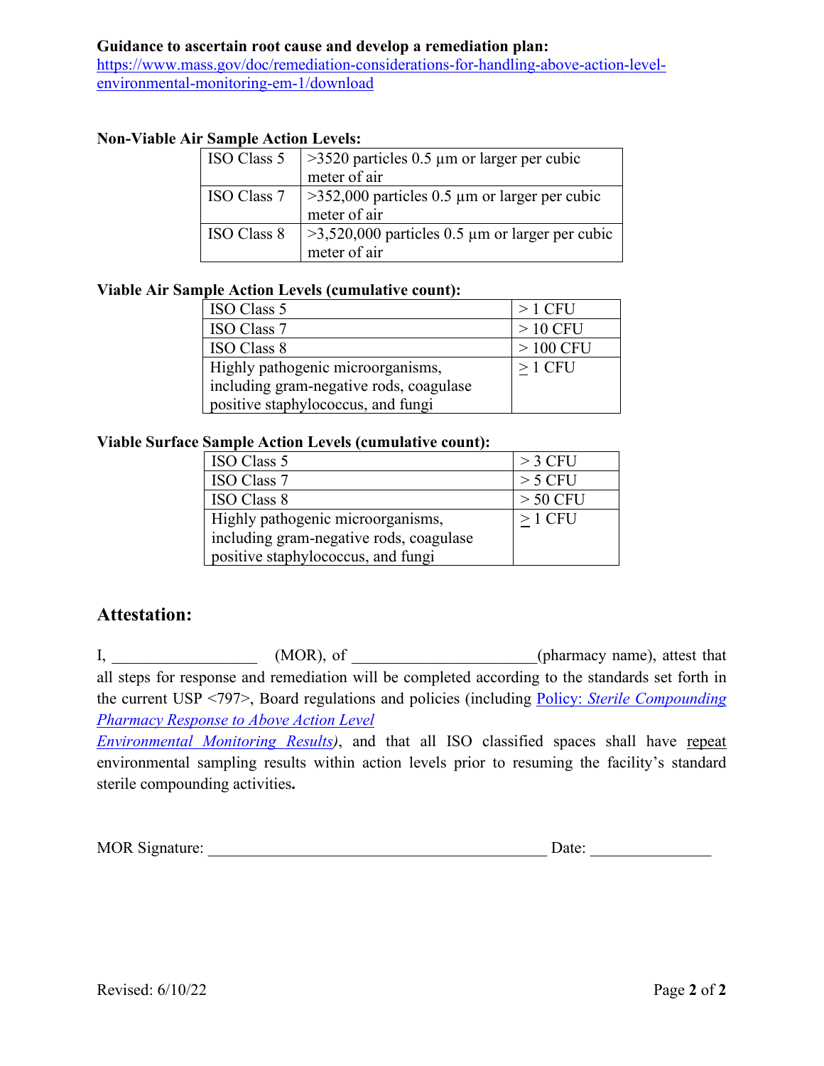**Guidance to ascertain root cause and develop a remediation plan:**
https://www.mass.gov/doc/remediation-considerations-for-handling-above-action-level-environmental-monitoring-em-1/download

**Non-Viable Air Sample Action Levels:**

| | |
|---|---|
| ISO Class 5 | >3520 particles 0.5 µm or larger per cubic meter of air |
| ISO Class 7 | >352,000 particles 0.5 µm or larger per cubic meter of air |
| ISO Class 8 | >3,520,000 particles 0.5 µm or larger per cubic meter of air |

**Viable Air Sample Action Levels (cumulative count):**

| | |
|---|---|
| ISO Class 5 | > 1 CFU |
| ISO Class 7 | > 10 CFU |
| ISO Class 8 | > 100 CFU |
| Highly pathogenic microorganisms, including gram-negative rods, coagulase positive staphylococcus, and fungi | ≥ 1 CFU |

**Viable Surface Sample Action Levels (cumulative count):**

| | |
|---|---|
| ISO Class 5 | > 3 CFU |
| ISO Class 7 | > 5 CFU |
| ISO Class 8 | > 50 CFU |
| Highly pathogenic microorganisms, including gram-negative rods, coagulase positive staphylococcus, and fungi | ≥ 1 CFU |

## Attestation:

I, __________________ (MOR), of ______________________(pharmacy name), attest that all steps for response and remediation will be completed according to the standards set forth in the current USP <797>, Board regulations and policies (including Policy: *Sterile Compounding Pharmacy Response to Above Action Level Environmental Monitoring Results*), and that all ISO classified spaces shall have repeat environmental sampling results within action levels prior to resuming the facility's standard sterile compounding activities**.**

MOR Signature: ____________________________________________ Date: _______________

Revised: 6/10/22